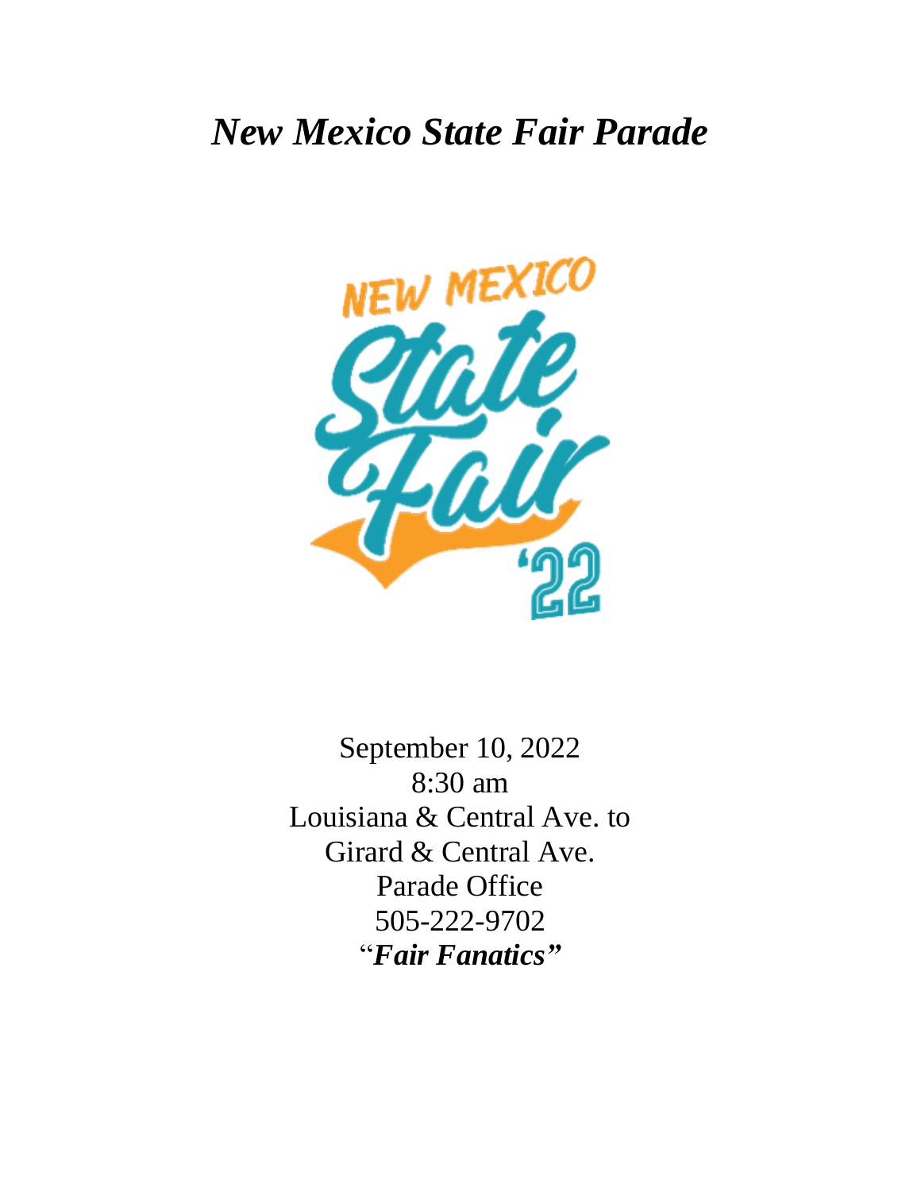# *New Mexico State Fair Parade*

NEW MEXICO

State Fair

'22

September 10, 2022
8:30 am
Louisiana & Central Ave. to
Girard & Central Ave.
Parade Office
505-222-9702
"***Fair Fanatics***"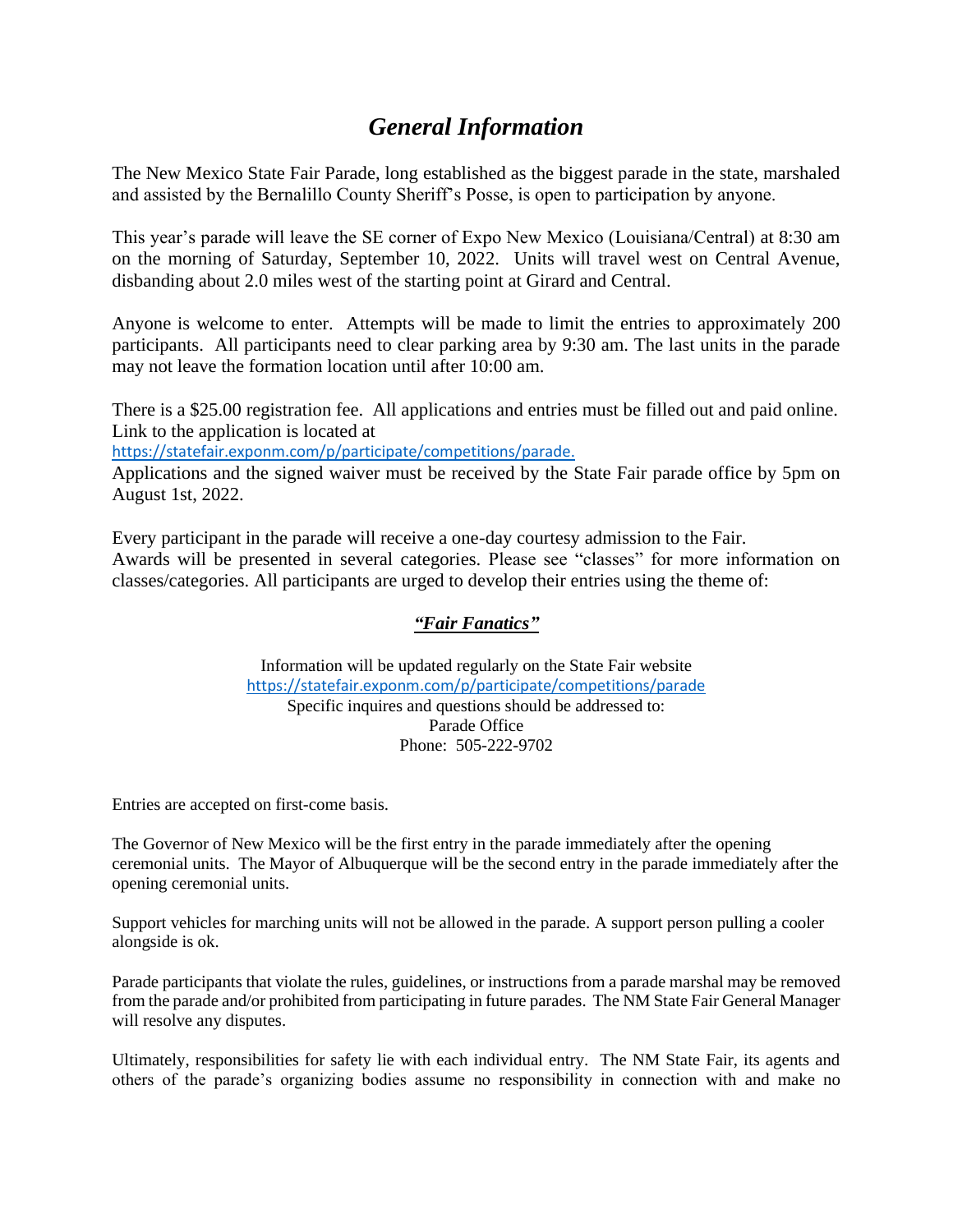# *General Information*

The New Mexico State Fair Parade, long established as the biggest parade in the state, marshaled and assisted by the Bernalillo County Sheriff's Posse, is open to participation by anyone.

This year's parade will leave the SE corner of Expo New Mexico (Louisiana/Central) at 8:30 am on the morning of Saturday, September 10, 2022. Units will travel west on Central Avenue, disbanding about 2.0 miles west of the starting point at Girard and Central.

Anyone is welcome to enter. Attempts will be made to limit the entries to approximately 200 participants. All participants need to clear parking area by 9:30 am. The last units in the parade may not leave the formation location until after 10:00 am.

There is a $25.00 registration fee. All applications and entries must be filled out and paid online. Link to the application is located at
https://statefair.exponm.com/p/participate/competitions/parade.
Applications and the signed waiver must be received by the State Fair parade office by 5pm on August 1st, 2022.

Every participant in the parade will receive a one-day courtesy admission to the Fair.
Awards will be presented in several categories. Please see "classes" for more information on classes/categories. All participants are urged to develop their entries using the theme of:

***"Fair Fanatics"***

Information will be updated regularly on the State Fair website
https://statefair.exponm.com/p/participate/competitions/parade
Specific inquires and questions should be addressed to:
Parade Office
Phone: 505-222-9702

Entries are accepted on first-come basis.

The Governor of New Mexico will be the first entry in the parade immediately after the opening ceremonial units. The Mayor of Albuquerque will be the second entry in the parade immediately after the opening ceremonial units.

Support vehicles for marching units will not be allowed in the parade. A support person pulling a cooler alongside is ok.

Parade participants that violate the rules, guidelines, or instructions from a parade marshal may be removed from the parade and/or prohibited from participating in future parades. The NM State Fair General Manager will resolve any disputes.

Ultimately, responsibilities for safety lie with each individual entry. The NM State Fair, its agents and others of the parade's organizing bodies assume no responsibility in connection with and make no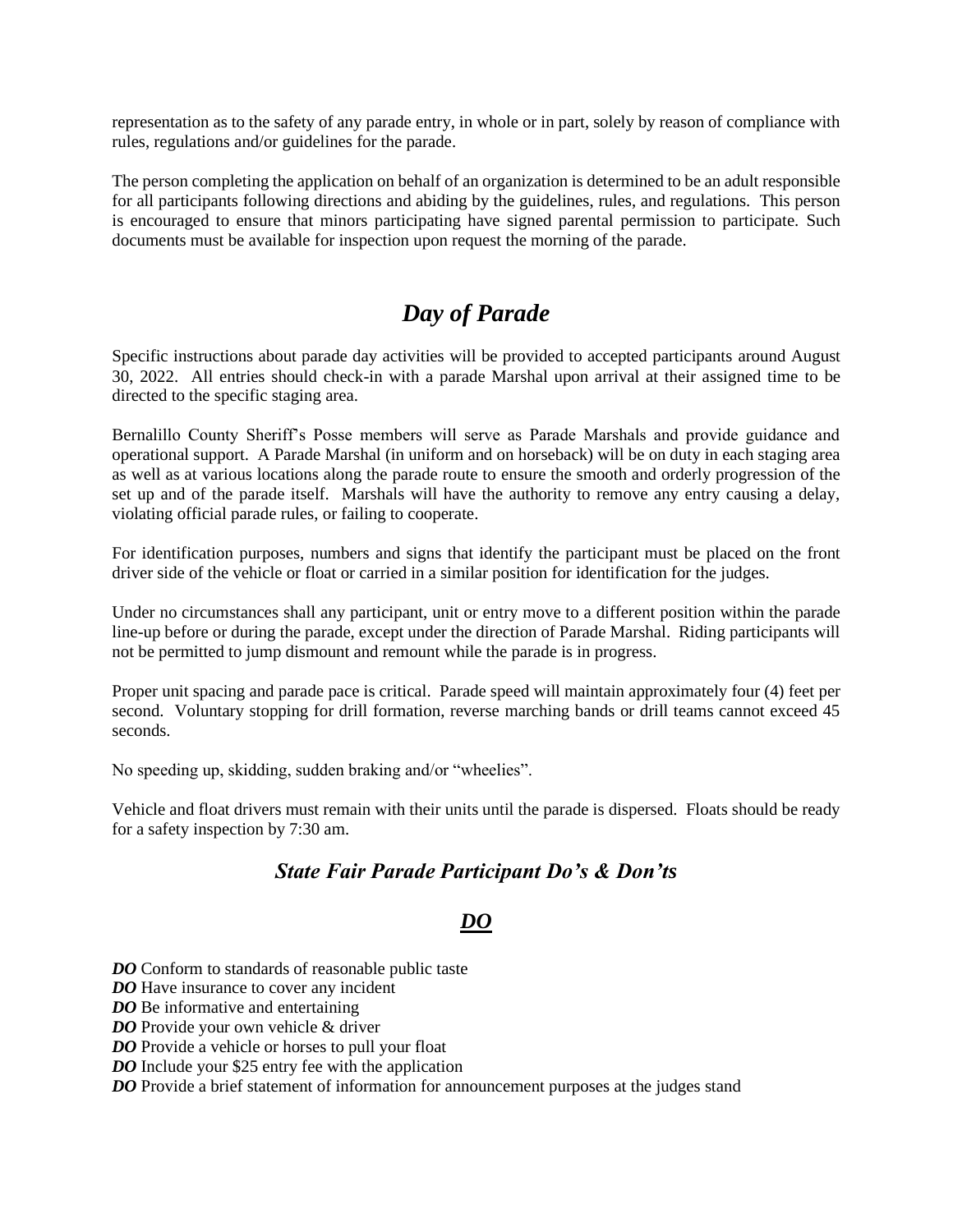representation as to the safety of any parade entry, in whole or in part, solely by reason of compliance with rules, regulations and/or guidelines for the parade.

The person completing the application on behalf of an organization is determined to be an adult responsible for all participants following directions and abiding by the guidelines, rules, and regulations. This person is encouraged to ensure that minors participating have signed parental permission to participate. Such documents must be available for inspection upon request the morning of the parade.

# *Day of Parade*

Specific instructions about parade day activities will be provided to accepted participants around August 30, 2022. All entries should check-in with a parade Marshal upon arrival at their assigned time to be directed to the specific staging area.

Bernalillo County Sheriff's Posse members will serve as Parade Marshals and provide guidance and operational support. A Parade Marshal (in uniform and on horseback) will be on duty in each staging area as well as at various locations along the parade route to ensure the smooth and orderly progression of the set up and of the parade itself. Marshals will have the authority to remove any entry causing a delay, violating official parade rules, or failing to cooperate.

For identification purposes, numbers and signs that identify the participant must be placed on the front driver side of the vehicle or float or carried in a similar position for identification for the judges.

Under no circumstances shall any participant, unit or entry move to a different position within the parade line-up before or during the parade, except under the direction of Parade Marshal. Riding participants will not be permitted to jump dismount and remount while the parade is in progress.

Proper unit spacing and parade pace is critical. Parade speed will maintain approximately four (4) feet per second. Voluntary stopping for drill formation, reverse marching bands or drill teams cannot exceed 45 seconds.

No speeding up, skidding, sudden braking and/or "wheelies".

Vehicle and float drivers must remain with their units until the parade is dispersed. Floats should be ready for a safety inspection by 7:30 am.

## *State Fair Parade Participant Do's & Don'ts*

### ***DO***

***DO*** Conform to standards of reasonable public taste
***DO*** Have insurance to cover any incident
***DO*** Be informative and entertaining
***DO*** Provide your own vehicle & driver
***DO*** Provide a vehicle or horses to pull your float
***DO*** Include your $25 entry fee with the application
***DO*** Provide a brief statement of information for announcement purposes at the judges stand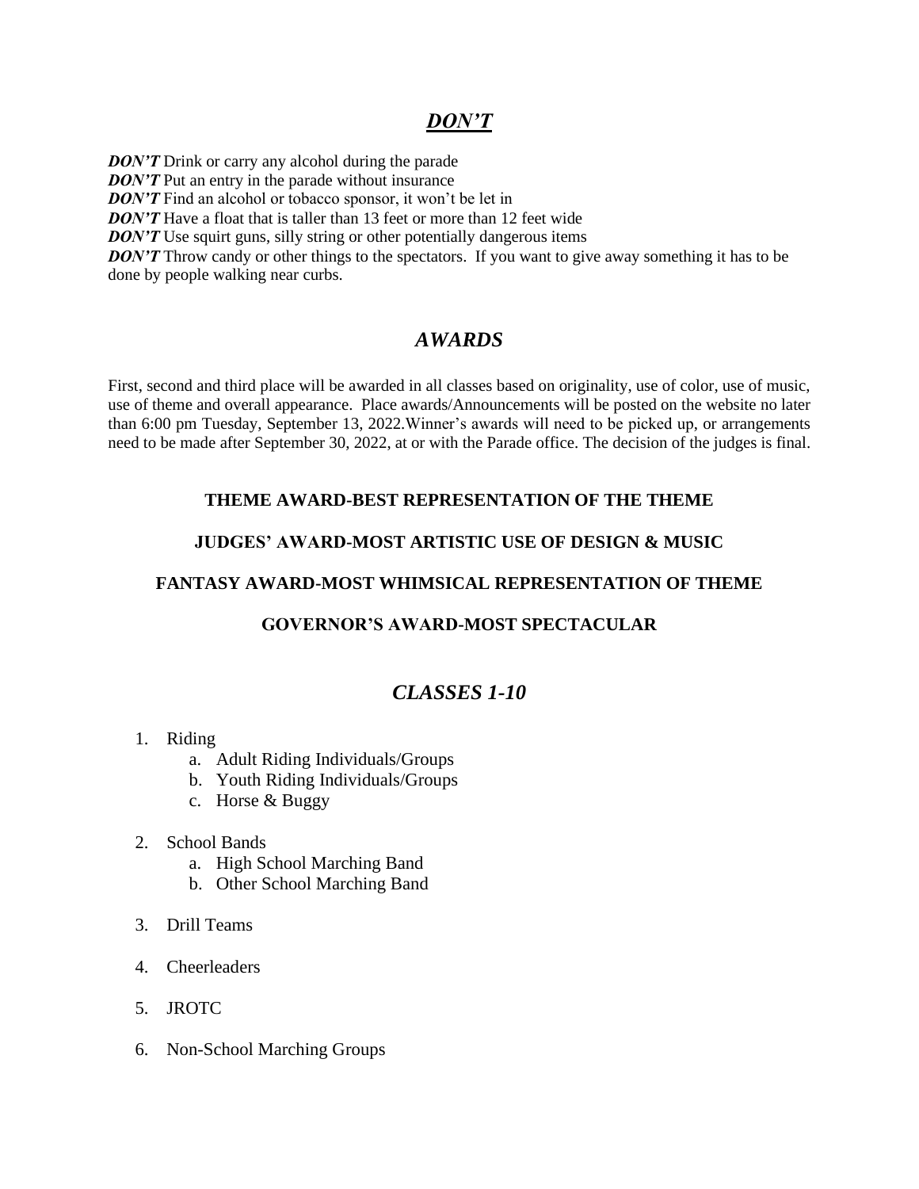## ***DON'T***

***DON'T*** Drink or carry any alcohol during the parade
***DON'T*** Put an entry in the parade without insurance
***DON'T*** Find an alcohol or tobacco sponsor, it won't be let in
***DON'T*** Have a float that is taller than 13 feet or more than 12 feet wide
***DON'T*** Use squirt guns, silly string or other potentially dangerous items
***DON'T*** Throw candy or other things to the spectators. If you want to give away something it has to be done by people walking near curbs.

## ***AWARDS***

First, second and third place will be awarded in all classes based on originality, use of color, use of music, use of theme and overall appearance. Place awards/Announcements will be posted on the website no later than 6:00 pm Tuesday, September 13, 2022.Winner's awards will need to be picked up, or arrangements need to be made after September 30, 2022, at or with the Parade office. The decision of the judges is final.

**THEME AWARD-BEST REPRESENTATION OF THE THEME**

**JUDGES' AWARD-MOST ARTISTIC USE OF DESIGN & MUSIC**

**FANTASY AWARD-MOST WHIMSICAL REPRESENTATION OF THEME**

**GOVERNOR'S AWARD-MOST SPECTACULAR**

## ***CLASSES 1-10***

1. Riding
    a. Adult Riding Individuals/Groups
    b. Youth Riding Individuals/Groups
    c. Horse & Buggy
2. School Bands
    a. High School Marching Band
    b. Other School Marching Band
3. Drill Teams
4. Cheerleaders
5. JROTC
6. Non-School Marching Groups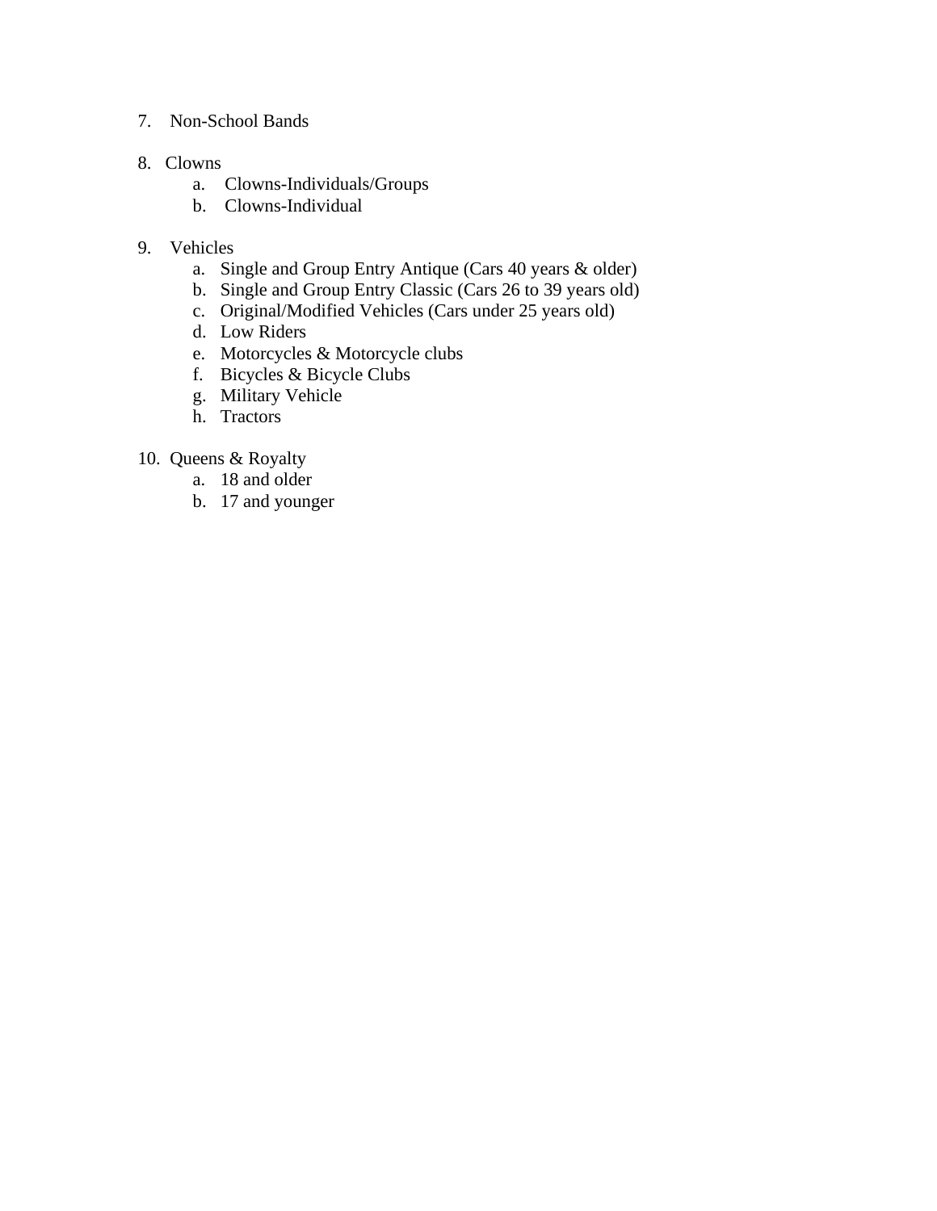7. Non-School Bands

8. Clowns
   a. Clowns-Individuals/Groups
   b. Clowns-Individual

9. Vehicles
   a. Single and Group Entry Antique (Cars 40 years & older)
   b. Single and Group Entry Classic (Cars 26 to 39 years old)
   c. Original/Modified Vehicles (Cars under 25 years old)
   d. Low Riders
   e. Motorcycles & Motorcycle clubs
   f. Bicycles & Bicycle Clubs
   g. Military Vehicle
   h. Tractors

10. Queens & Royalty
    a. 18 and older
    b. 17 and younger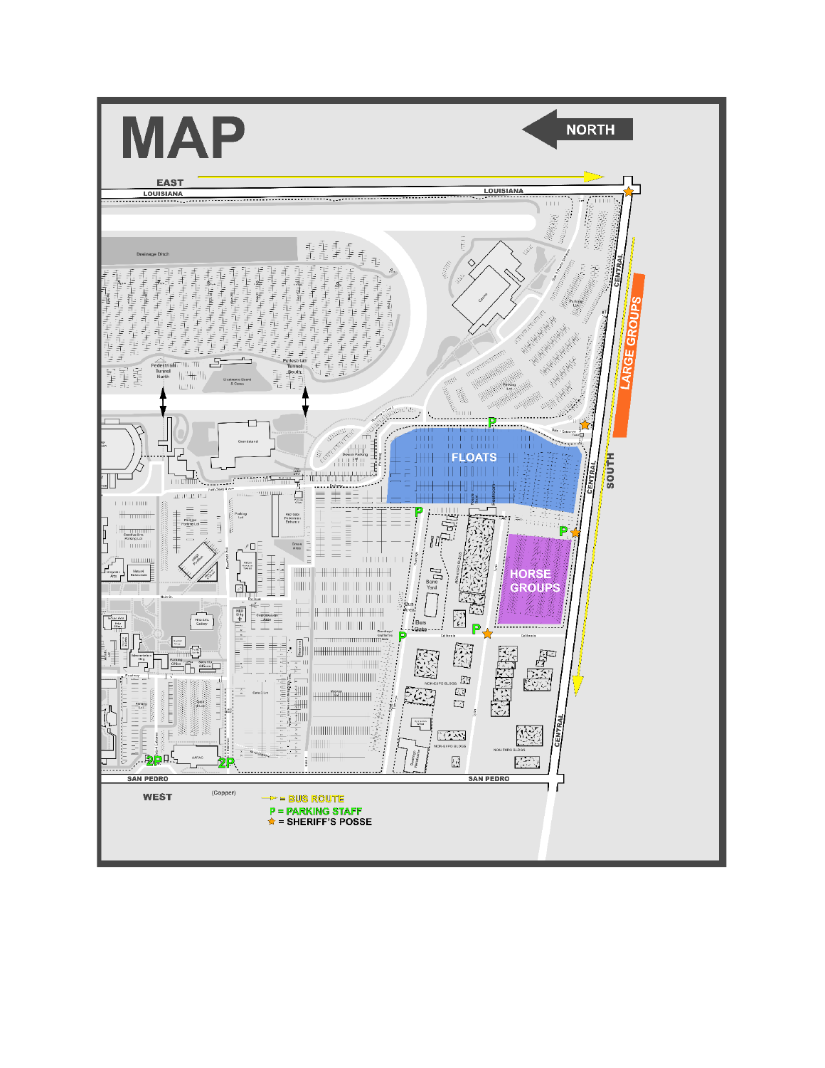# MAP

NORTH

EAST

LOUISIANA

CENTRAL

LARGE GROUPS

FLOATS

HORSE GROUPS

SOUTH

SAN PEDRO

WEST

(Copper)

- → = BUS ROUTE
- P = PARKING STAFF
- ★ = SHERIFF'S POSSE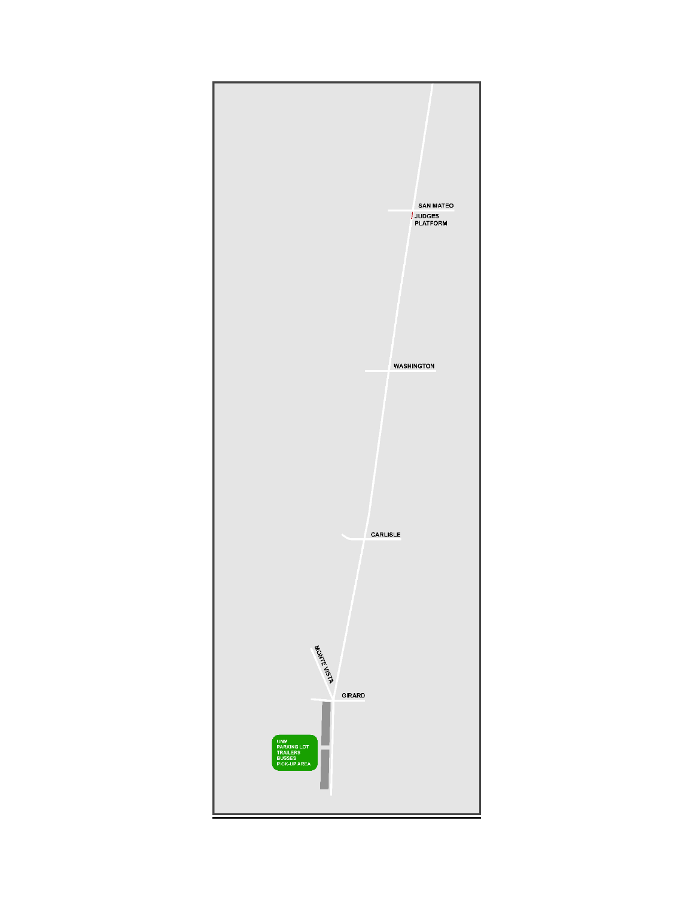SAN MATEO

JUDGES PLATFORM

WASHINGTON

CARLISLE

MONTE VISTA

GIRARD

UNM PARKING LOT TRAILERS BUSSES PICK-UP AREA